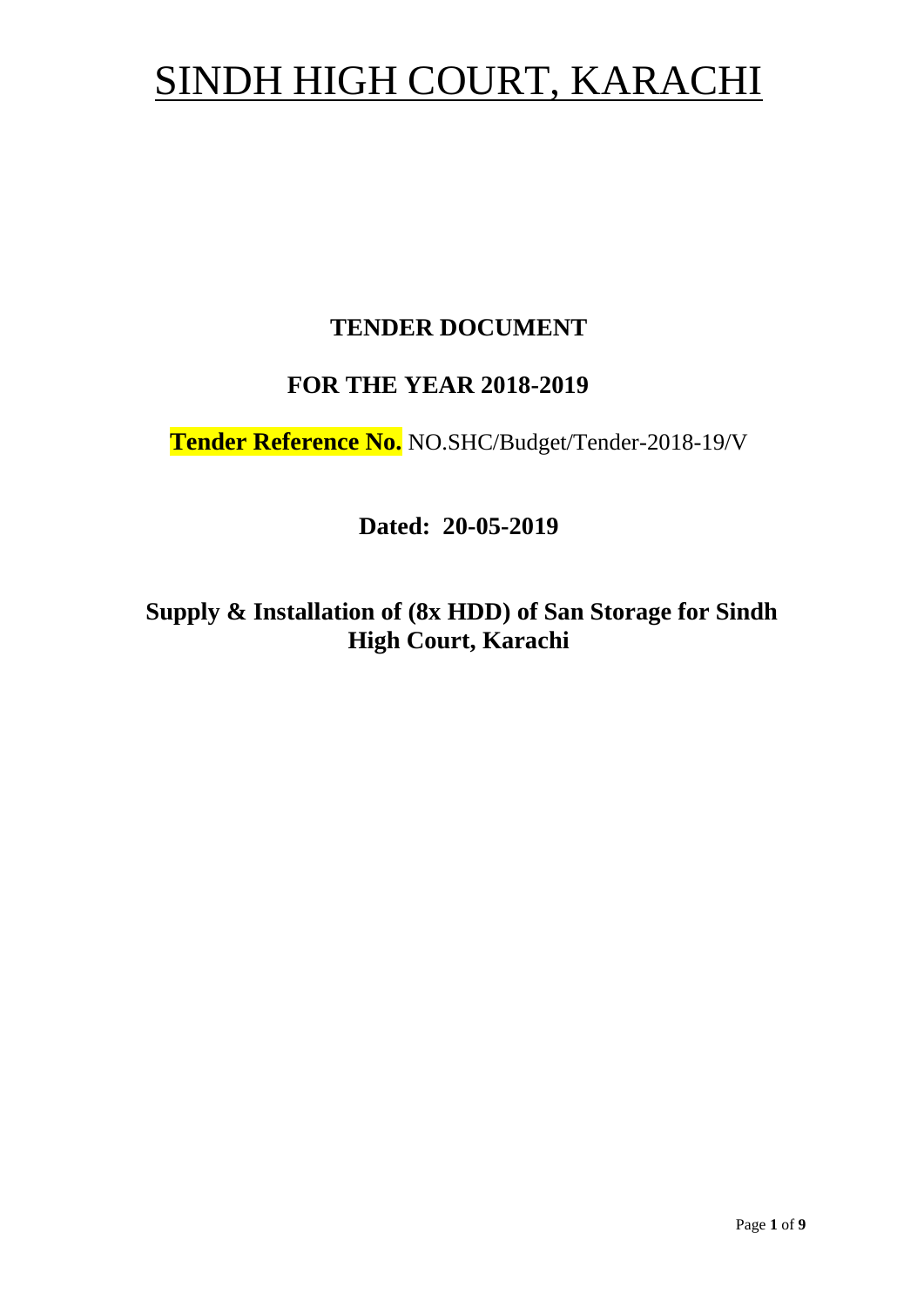# SINDH HIGH COURT, KARACHI

**TENDER DOCUMENT**

**FOR THE YEAR 2018-2019**

**Tender Reference No.** NO.SHC/Budget/Tender-2018-19/V

**Dated: 20-05-2019**

**Supply & Installation of (8x HDD) of San Storage for Sindh High Court, Karachi**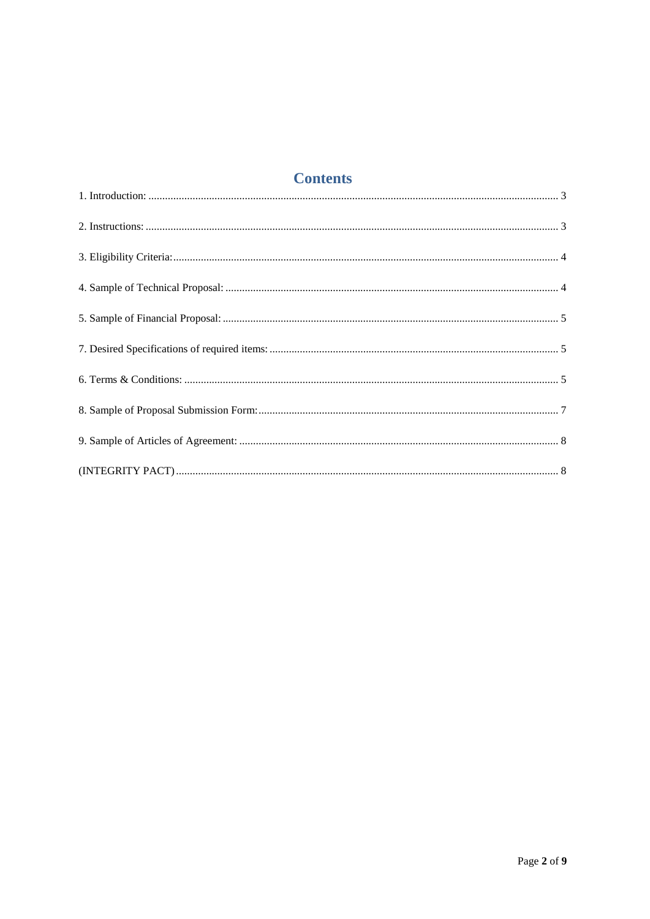# Contents

1. Introduction: ........................................................................................................................................ 3

2. Instructions: ........................................................................................................................................ 3

3. Eligibility Criteria: ................................................................................................................................ 4

4. Sample of Technical Proposal: ............................................................................................................ 4

5. Sample of Financial Proposal: ............................................................................................................. 5

7. Desired Specifications of required items: .......................................................................................... 5

6. Terms & Conditions: ........................................................................................................................... 5

8. Sample of Proposal Submission Form: ................................................................................................ 7

9. Sample of Articles of Agreement: ....................................................................................................... 8

(INTEGRITY PACT) .................................................................................................................................. 8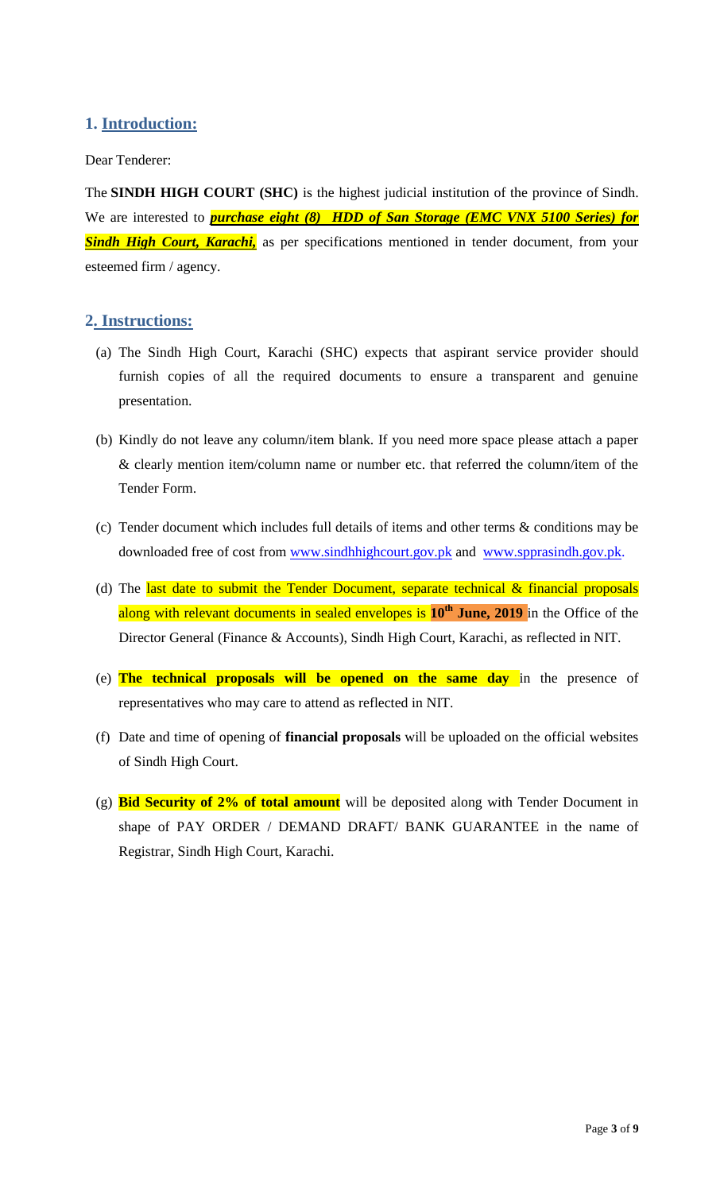## 1. Introduction:

Dear Tenderer:

The **SINDH HIGH COURT (SHC)** is the highest judicial institution of the province of Sindh. We are interested to ***purchase eight (8) HDD of San Storage (EMC VNX 5100 Series) for Sindh High Court, Karachi,*** as per specifications mentioned in tender document, from your esteemed firm / agency.

## 2. Instructions:

(a) The Sindh High Court, Karachi (SHC) expects that aspirant service provider should furnish copies of all the required documents to ensure a transparent and genuine presentation.

(b) Kindly do not leave any column/item blank. If you need more space please attach a paper & clearly mention item/column name or number etc. that referred the column/item of the Tender Form.

(c) Tender document which includes full details of items and other terms & conditions may be downloaded free of cost from www.sindhhighcourt.gov.pk and www.spprasindh.gov.pk.

(d) The last date to submit the Tender Document, separate technical & financial proposals along with relevant documents in sealed envelopes is **10th June, 2019** in the Office of the Director General (Finance & Accounts), Sindh High Court, Karachi, as reflected in NIT.

(e) **The technical proposals will be opened on the same day** in the presence of representatives who may care to attend as reflected in NIT.

(f) Date and time of opening of **financial proposals** will be uploaded on the official websites of Sindh High Court.

(g) **Bid Security of 2% of total amount** will be deposited along with Tender Document in shape of PAY ORDER / DEMAND DRAFT/ BANK GUARANTEE in the name of Registrar, Sindh High Court, Karachi.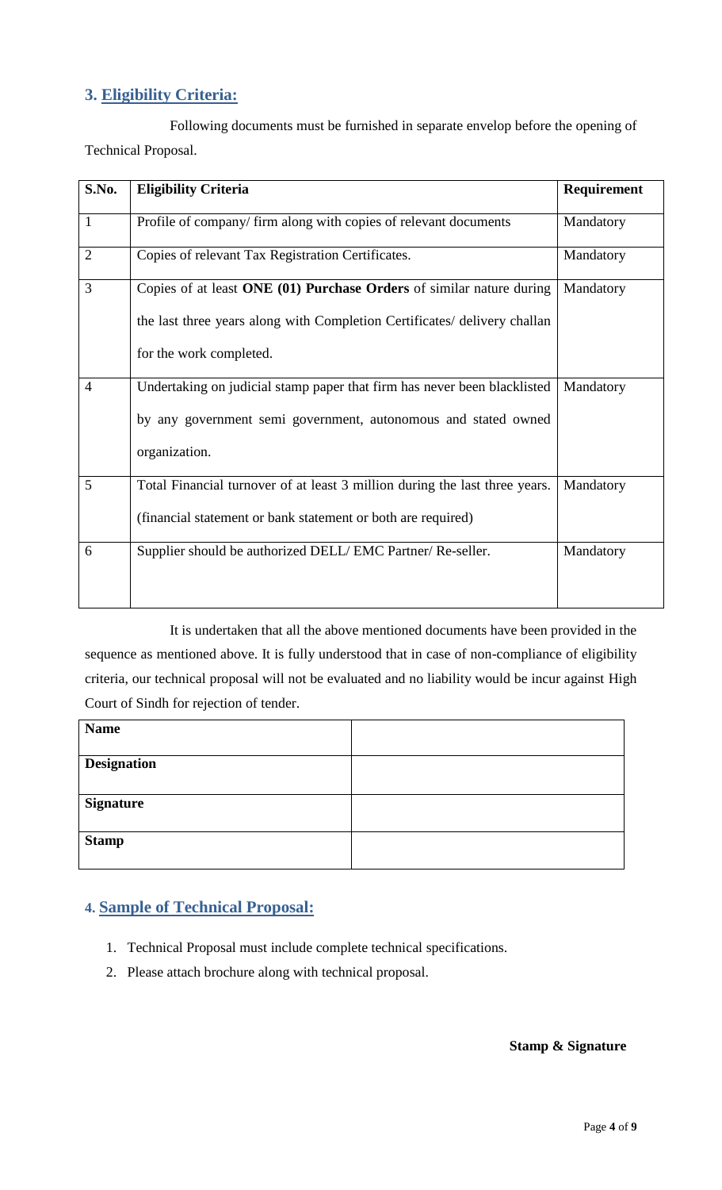## 3. Eligibility Criteria:

Following documents must be furnished in separate envelop before the opening of Technical Proposal.

| S.No. | Eligibility Criteria | Requirement |
|---|---|---|
| 1 | Profile of company/ firm along with copies of relevant documents | Mandatory |
| 2 | Copies of relevant Tax Registration Certificates. | Mandatory |
| 3 | Copies of at least **ONE (01) Purchase Orders** of similar nature during the last three years along with Completion Certificates/ delivery challan for the work completed. | Mandatory |
| 4 | Undertaking on judicial stamp paper that firm has never been blacklisted by any government semi government, autonomous and stated owned organization. | Mandatory |
| 5 | Total Financial turnover of at least 3 million during the last three years. (financial statement or bank statement or both are required) | Mandatory |
| 6 | Supplier should be authorized DELL/ EMC Partner/ Re-seller. | Mandatory |

It is undertaken that all the above mentioned documents have been provided in the sequence as mentioned above. It is fully understood that in case of non-compliance of eligibility criteria, our technical proposal will not be evaluated and no liability would be incur against High Court of Sindh for rejection of tender.

| **Name** | |
|---|---|
| **Designation** | |
| **Signature** | |
| **Stamp** | |

## 4. Sample of Technical Proposal:

1. Technical Proposal must include complete technical specifications.
2. Please attach brochure along with technical proposal.

**Stamp & Signature**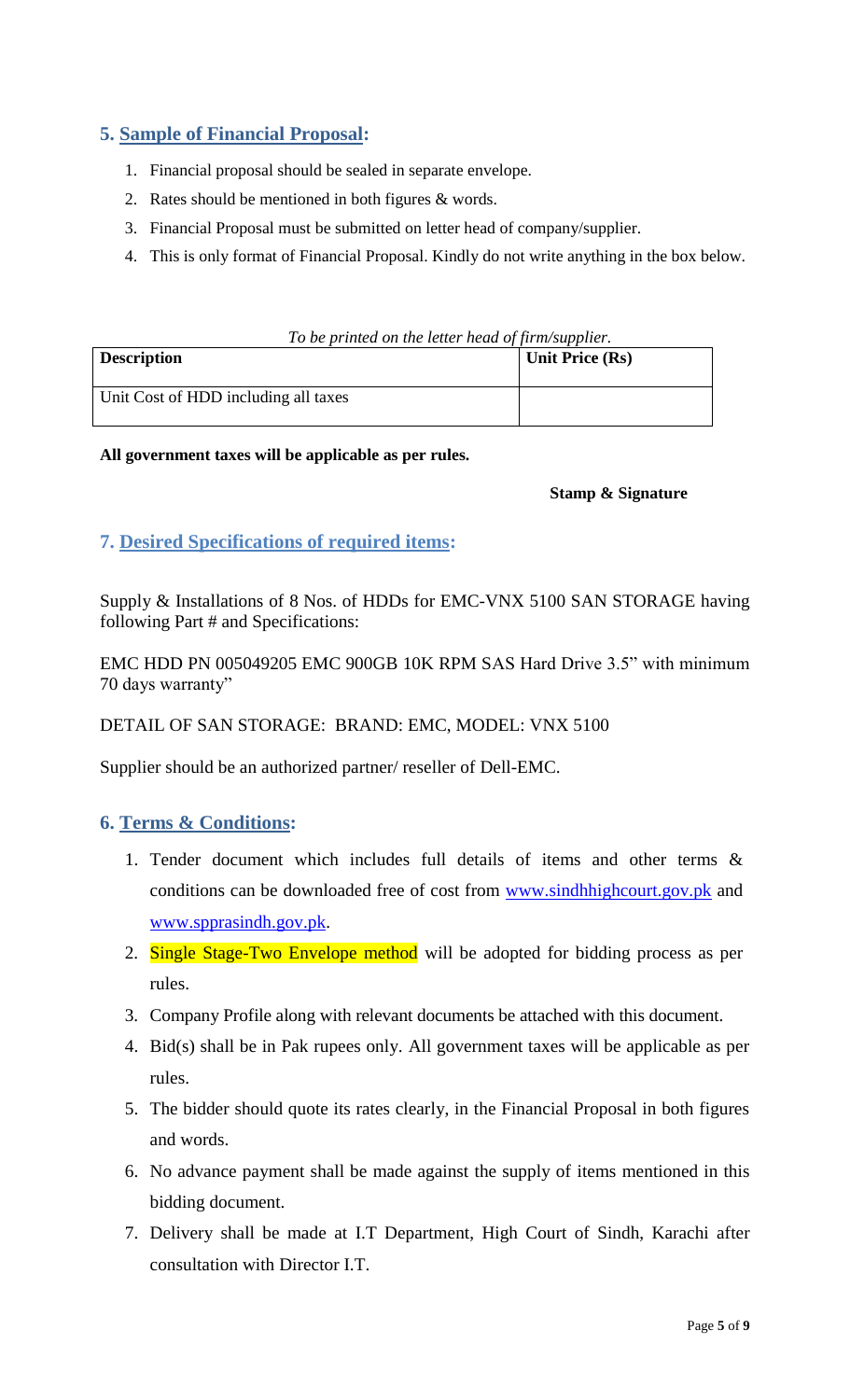## 5. Sample of Financial Proposal:

1. Financial proposal should be sealed in separate envelope.
2. Rates should be mentioned in both figures & words.
3. Financial Proposal must be submitted on letter head of company/supplier.
4. This is only format of Financial Proposal. Kindly do not write anything in the box below.

*To be printed on the letter head of firm/supplier.*

| Description | Unit Price (Rs) |
|---|---|
| Unit Cost of HDD including all taxes | |

**All government taxes will be applicable as per rules.**

**Stamp & Signature**

## 7. Desired Specifications of required items:

Supply & Installations of 8 Nos. of HDDs for EMC-VNX 5100 SAN STORAGE having following Part # and Specifications:

EMC HDD PN 005049205 EMC 900GB 10K RPM SAS Hard Drive 3.5" with minimum 70 days warranty"

DETAIL OF SAN STORAGE: BRAND: EMC, MODEL: VNX 5100

Supplier should be an authorized partner/ reseller of Dell-EMC.

## 6. Terms & Conditions:

1. Tender document which includes full details of items and other terms & conditions can be downloaded free of cost from www.sindhhighcourt.gov.pk and www.spprasindh.gov.pk.
2. Single Stage-Two Envelope method will be adopted for bidding process as per rules.
3. Company Profile along with relevant documents be attached with this document.
4. Bid(s) shall be in Pak rupees only. All government taxes will be applicable as per rules.
5. The bidder should quote its rates clearly, in the Financial Proposal in both figures and words.
6. No advance payment shall be made against the supply of items mentioned in this bidding document.
7. Delivery shall be made at I.T Department, High Court of Sindh, Karachi after consultation with Director I.T.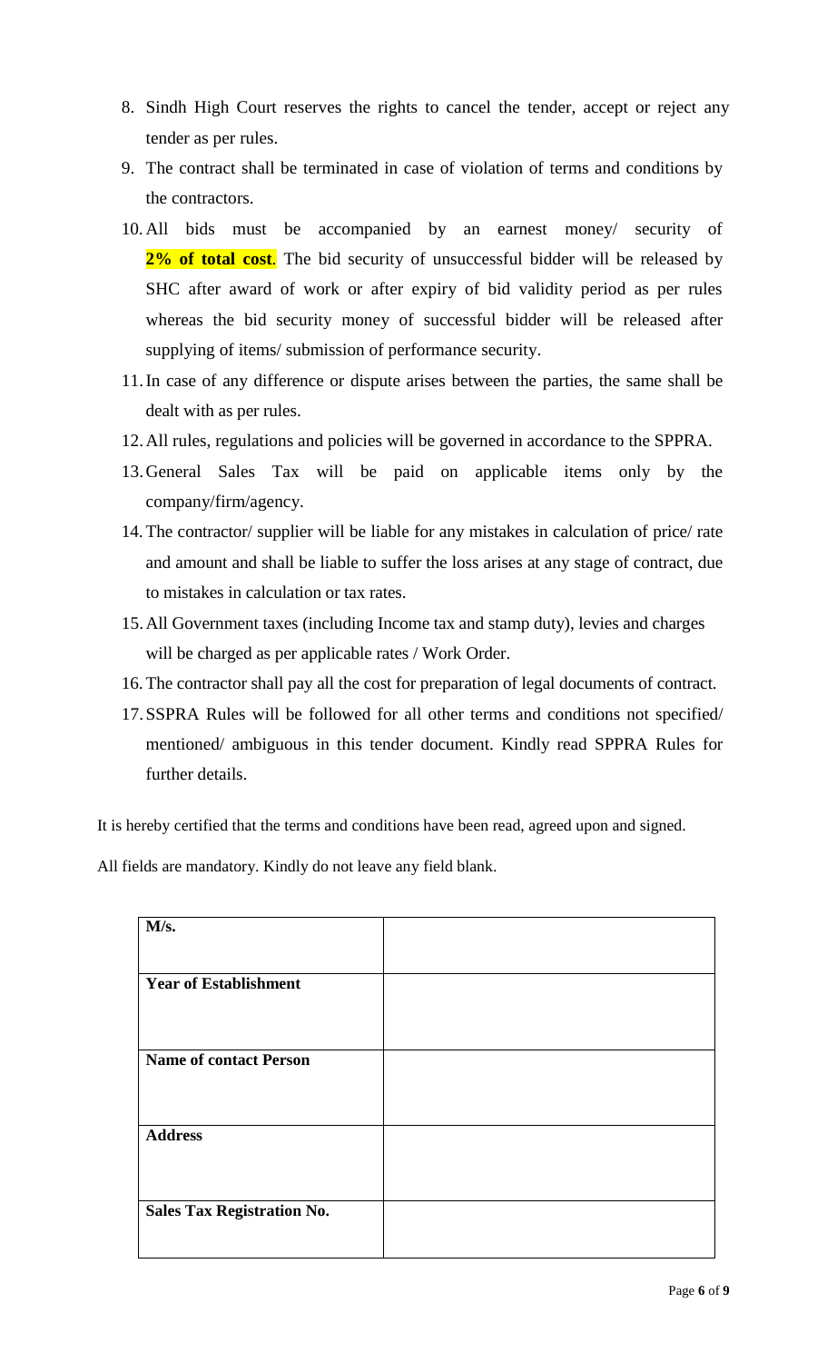8. Sindh High Court reserves the rights to cancel the tender, accept or reject any tender as per rules.
9. The contract shall be terminated in case of violation of terms and conditions by the contractors.
10. All bids must be accompanied by an earnest money/ security of **2% of total cost**. The bid security of unsuccessful bidder will be released by SHC after award of work or after expiry of bid validity period as per rules whereas the bid security money of successful bidder will be released after supplying of items/ submission of performance security.
11. In case of any difference or dispute arises between the parties, the same shall be dealt with as per rules.
12. All rules, regulations and policies will be governed in accordance to the SPPRA.
13. General Sales Tax will be paid on applicable items only by the company/firm/agency.
14. The contractor/ supplier will be liable for any mistakes in calculation of price/ rate and amount and shall be liable to suffer the loss arises at any stage of contract, due to mistakes in calculation or tax rates.
15. All Government taxes (including Income tax and stamp duty), levies and charges will be charged as per applicable rates / Work Order.
16. The contractor shall pay all the cost for preparation of legal documents of contract.
17. SSPRA Rules will be followed for all other terms and conditions not specified/ mentioned/ ambiguous in this tender document. Kindly read SPPRA Rules for further details.

It is hereby certified that the terms and conditions have been read, agreed upon and signed.

All fields are mandatory. Kindly do not leave any field blank.

| **M/s.** | |
|---|---|
| **Year of Establishment** | |
| **Name of contact Person** | |
| **Address** | |
| **Sales Tax Registration No.** | |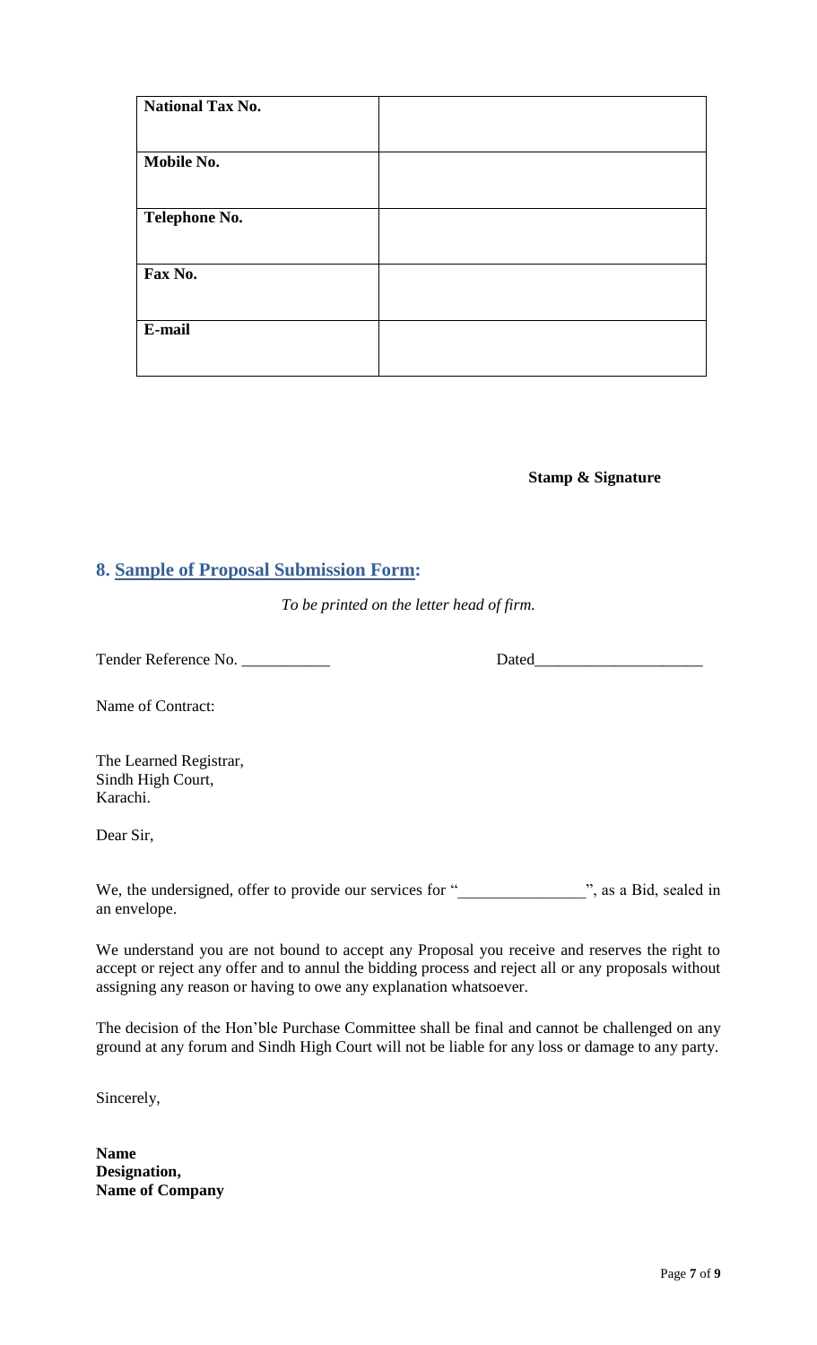| **National Tax No.** | |
|---|---|
| **Mobile No.** | |
| **Telephone No.** | |
| **Fax No.** | |
| **E-mail** | |

**Stamp & Signature**

## 8. Sample of Proposal Submission Form:

*To be printed on the letter head of firm.*

Tender Reference No. ___________ Dated_____________________

Name of Contract:

The Learned Registrar,
Sindh High Court,
Karachi.

Dear Sir,

We, the undersigned, offer to provide our services for "_______________", as a Bid, sealed in an envelope.

We understand you are not bound to accept any Proposal you receive and reserves the right to accept or reject any offer and to annul the bidding process and reject all or any proposals without assigning any reason or having to owe any explanation whatsoever.

The decision of the Hon'ble Purchase Committee shall be final and cannot be challenged on any ground at any forum and Sindh High Court will not be liable for any loss or damage to any party.

Sincerely,

**Name**
**Designation,**
**Name of Company**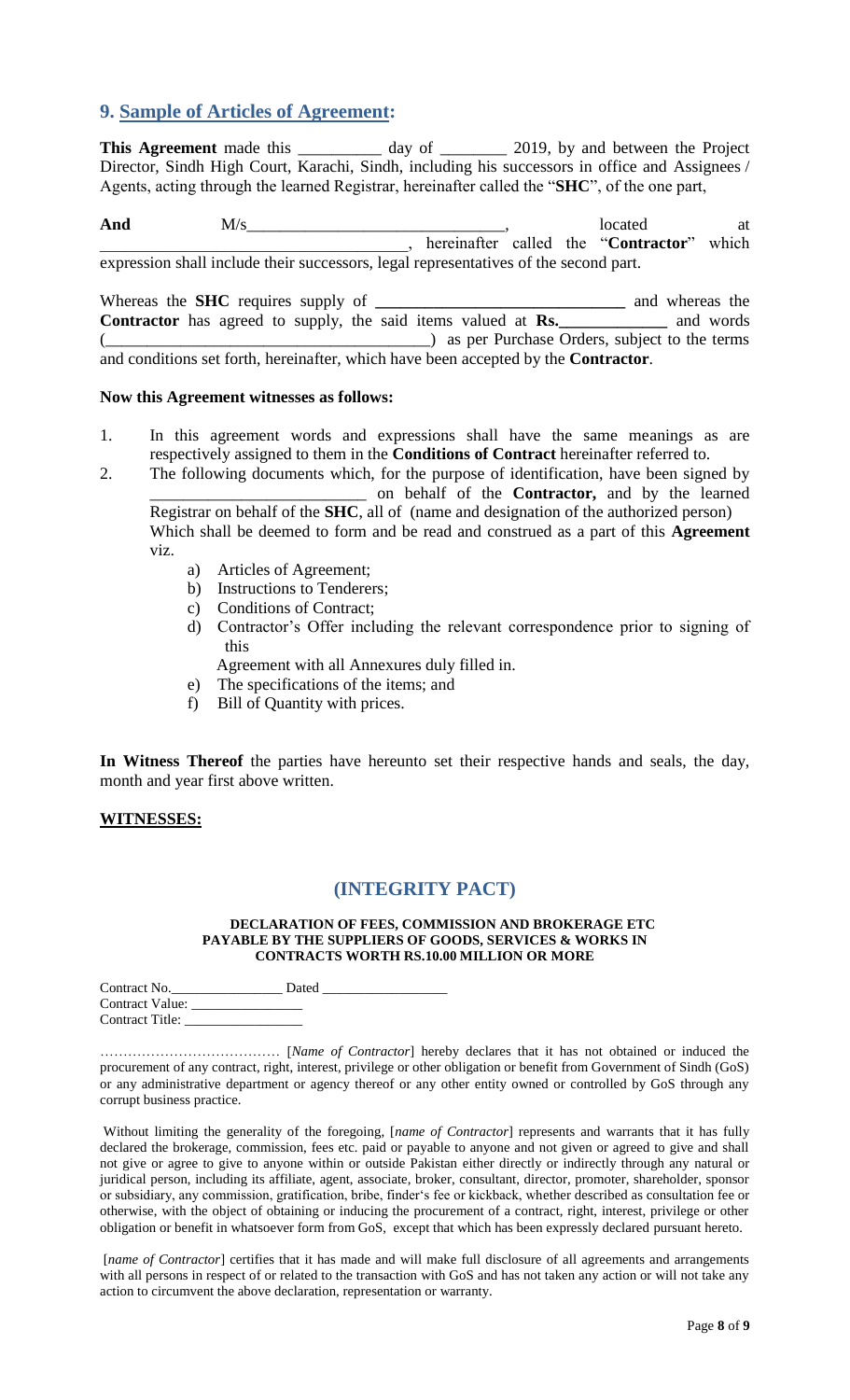## 9. Sample of Articles of Agreement:

**This Agreement** made this __________ day of ________ 2019, by and between the Project Director, Sindh High Court, Karachi, Sindh, including his successors in office and Assignees / Agents, acting through the learned Registrar, hereinafter called the "**SHC**", of the one part,

**And** M/s______________________________, located at ____________________________________, hereinafter called the "**Contractor**" which expression shall include their successors, legal representatives of the second part.

Whereas the **SHC** requires supply of **_____________________________** and whereas the **Contractor** has agreed to supply, the said items valued at **Rs.**_____________ and words (_______________________________________) as per Purchase Orders, subject to the terms and conditions set forth, hereinafter, which have been accepted by the **Contractor**.

**Now this Agreement witnesses as follows:**

1. In this agreement words and expressions shall have the same meanings as are respectively assigned to them in the **Conditions of Contract** hereinafter referred to.
2. The following documents which, for the purpose of identification, have been signed by __________________________ on behalf of the **Contractor,** and by the learned Registrar on behalf of the **SHC**, all of (name and designation of the authorized person) Which shall be deemed to form and be read and construed as a part of this **Agreement** viz.
   a) Articles of Agreement;
   b) Instructions to Tenderers;
   c) Conditions of Contract;
   d) Contractor's Offer including the relevant correspondence prior to signing of this
      Agreement with all Annexures duly filled in.
   e) The specifications of the items; and
   f) Bill of Quantity with prices.

**In Witness Thereof** the parties have hereunto set their respective hands and seals, the day, month and year first above written.

**WITNESSES:**

## (INTEGRITY PACT)

**DECLARATION OF FEES, COMMISSION AND BROKERAGE ETC PAYABLE BY THE SUPPLIERS OF GOODS, SERVICES & WORKS IN CONTRACTS WORTH RS.10.00 MILLION OR MORE**

Contract No.________________ Dated __________________
Contract Value: ________________
Contract Title: ________________

………………………………… [*Name of Contractor*] hereby declares that it has not obtained or induced the procurement of any contract, right, interest, privilege or other obligation or benefit from Government of Sindh (GoS) or any administrative department or agency thereof or any other entity owned or controlled by GoS through any corrupt business practice.

Without limiting the generality of the foregoing, [*name of Contractor*] represents and warrants that it has fully declared the brokerage, commission, fees etc. paid or payable to anyone and not given or agreed to give and shall not give or agree to give to anyone within or outside Pakistan either directly or indirectly through any natural or juridical person, including its affiliate, agent, associate, broker, consultant, director, promoter, shareholder, sponsor or subsidiary, any commission, gratification, bribe, finder's fee or kickback, whether described as consultation fee or otherwise, with the object of obtaining or inducing the procurement of a contract, right, interest, privilege or other obligation or benefit in whatsoever form from GoS, except that which has been expressly declared pursuant hereto.

[*name of Contractor*] certifies that it has made and will make full disclosure of all agreements and arrangements with all persons in respect of or related to the transaction with GoS and has not taken any action or will not take any action to circumvent the above declaration, representation or warranty.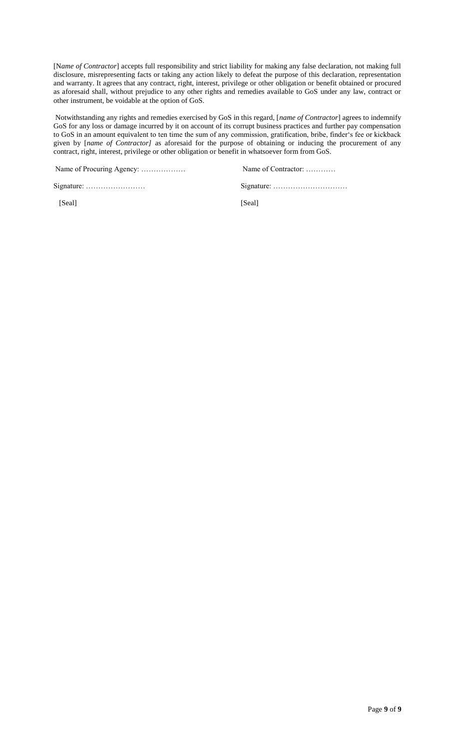[N*ame of Contractor*] accepts full responsibility and strict liability for making any false declaration, not making full disclosure, misrepresenting facts or taking any action likely to defeat the purpose of this declaration, representation and warranty. It agrees that any contract, right, interest, privilege or other obligation or benefit obtained or procured as aforesaid shall, without prejudice to any other rights and remedies available to GoS under any law, contract or other instrument, be voidable at the option of GoS.

Notwithstanding any rights and remedies exercised by GoS in this regard, [*name of Contractor*] agrees to indemnify GoS for any loss or damage incurred by it on account of its corrupt business practices and further pay compensation to GoS in an amount equivalent to ten time the sum of any commission, gratification, bribe, finder's fee or kickback given by [*name of Contractor]* as aforesaid for the purpose of obtaining or inducing the procurement of any contract, right, interest, privilege or other obligation or benefit in whatsoever form from GoS.

| | |
|---|---|
| Name of Procuring Agency: ……………… | Name of Contractor: ………… |
| Signature: …………………… | Signature: ………………………… |
| [Seal] | [Seal] |